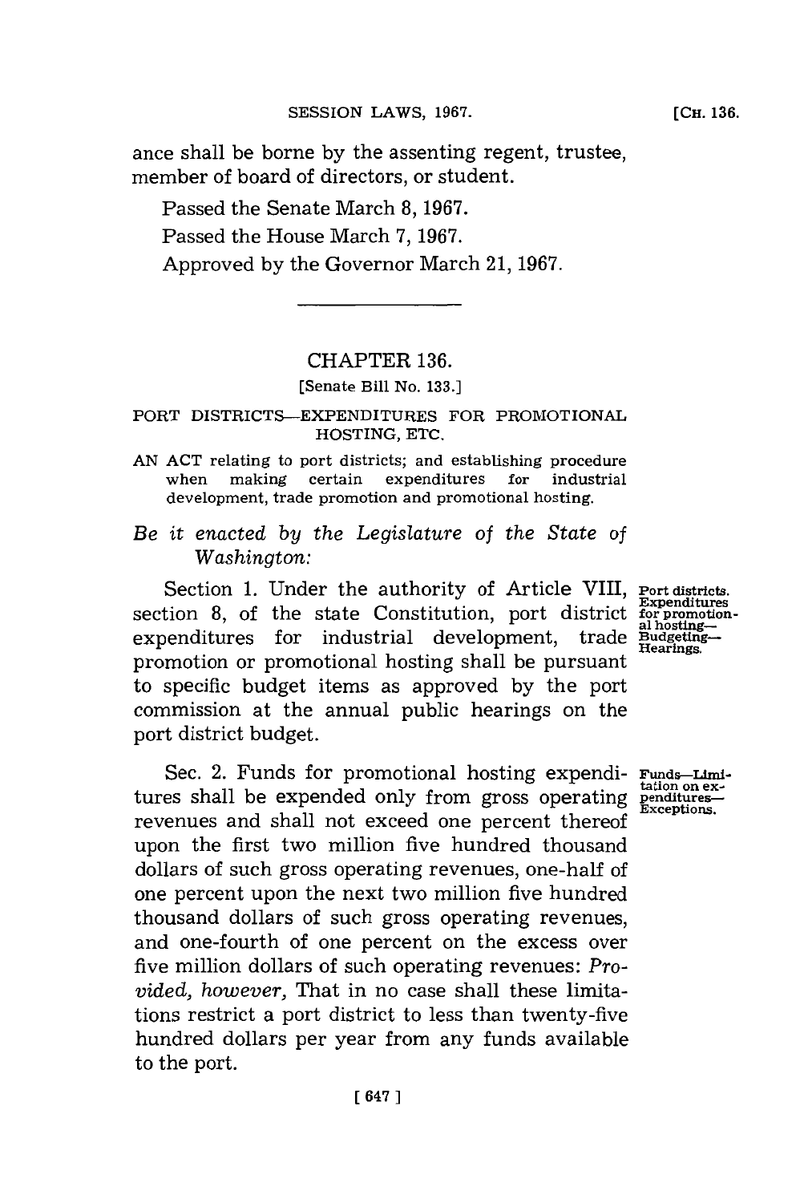ance shall be borne by the assenting regent, trustee, member of board of directors, or student.

Passed the Senate March 8, 1967.

Passed the House March 7, 1967.

Approved by the Governor March 21, 1967.

---

## CHAPTER 136.

[Senate Bill No. 133.]

### PORT DISTRICTS—EXPENDITURES FOR PROMOTIONAL HOSTING, ETC.

AN ACT relating to port districts; and establishing procedure when making certain expenditures for industrial development, trade promotion and promotional hosting.

*Be it enacted by the Legislature of the State of Washington:*

**Port districts. Expenditures for promotional hosting—Budgeting—Hearings.**

Section 1. Under the authority of Article VIII, section 8, of the state Constitution, port district expenditures for industrial development, trade promotion or promotional hosting shall be pursuant to specific budget items as approved by the port commission at the annual public hearings on the port district budget.

**Funds—Limitation on expenditures—Exceptions.**

Sec. 2. Funds for promotional hosting expenditures shall be expended only from gross operating revenues and shall not exceed one percent thereof upon the first two million five hundred thousand dollars of such gross operating revenues, one-half of one percent upon the next two million five hundred thousand dollars of such gross operating revenues, and one-fourth of one percent on the excess over five million dollars of such operating revenues: *Provided, however,* That in no case shall these limitations restrict a port district to less than twenty-five hundred dollars per year from any funds available to the port.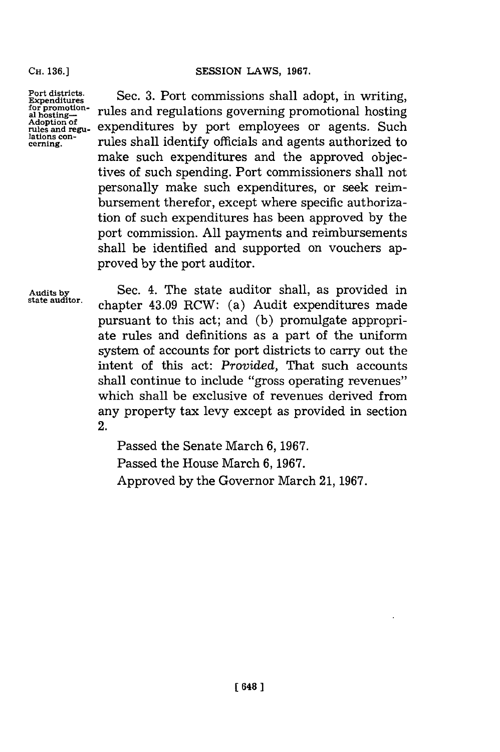Port districts. Expenditures for promotional hosting—Adoption of rules and regulations concerning.

Sec. 3. Port commissions shall adopt, in writing, rules and regulations governing promotional hosting expenditures by port employees or agents. Such rules shall identify officials and agents authorized to make such expenditures and the approved objectives of such spending. Port commissioners shall not personally make such expenditures, or seek reimbursement therefor, except where specific authorization of such expenditures has been approved by the port commission. All payments and reimbursements shall be identified and supported on vouchers approved by the port auditor.

Audits by state auditor.

Sec. 4. The state auditor shall, as provided in chapter 43.09 RCW: (a) Audit expenditures made pursuant to this act; and (b) promulgate appropriate rules and definitions as a part of the uniform system of accounts for port districts to carry out the intent of this act: *Provided,* That such accounts shall continue to include "gross operating revenues" which shall be exclusive of revenues derived from any property tax levy except as provided in section 2.

Passed the Senate March 6, 1967.

Passed the House March 6, 1967.

Approved by the Governor March 21, 1967.